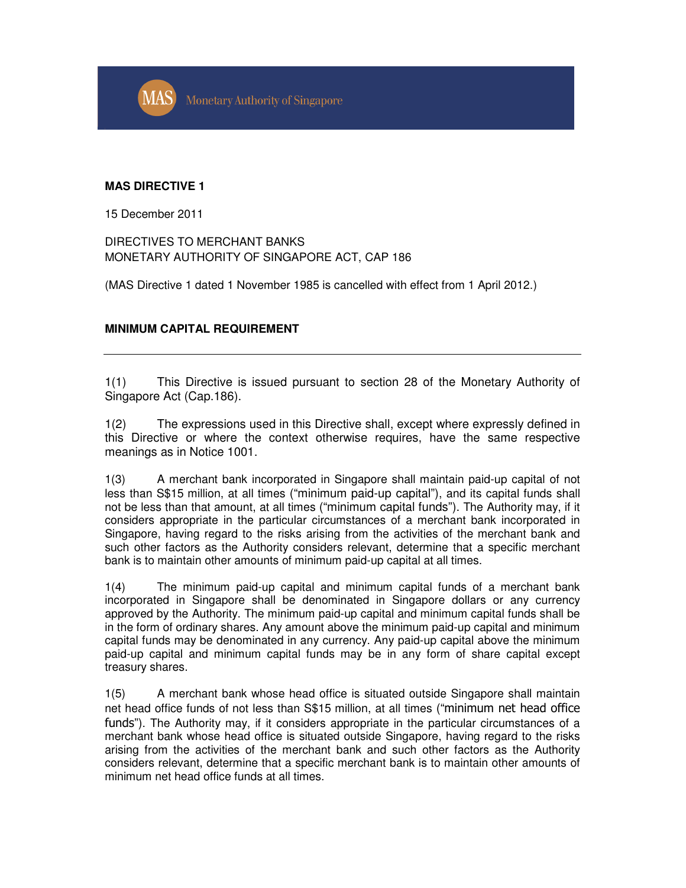Monetary Authority of Singapore

**MAS DIRECTIVE 1**

15 December 2011

DIRECTIVES TO MERCHANT BANKS
MONETARY AUTHORITY OF SINGAPORE ACT, CAP 186

(MAS Directive 1 dated 1 November 1985 is cancelled with effect from 1 April 2012.)

**MINIMUM CAPITAL REQUIREMENT**

---

1(1) This Directive is issued pursuant to section 28 of the Monetary Authority of Singapore Act (Cap.186).

1(2) The expressions used in this Directive shall, except where expressly defined in this Directive or where the context otherwise requires, have the same respective meanings as in Notice 1001.

1(3) A merchant bank incorporated in Singapore shall maintain paid-up capital of not less than S$15 million, at all times ("minimum paid-up capital"), and its capital funds shall not be less than that amount, at all times ("minimum capital funds"). The Authority may, if it considers appropriate in the particular circumstances of a merchant bank incorporated in Singapore, having regard to the risks arising from the activities of the merchant bank and such other factors as the Authority considers relevant, determine that a specific merchant bank is to maintain other amounts of minimum paid-up capital at all times.

1(4) The minimum paid-up capital and minimum capital funds of a merchant bank incorporated in Singapore shall be denominated in Singapore dollars or any currency approved by the Authority. The minimum paid-up capital and minimum capital funds shall be in the form of ordinary shares. Any amount above the minimum paid-up capital and minimum capital funds may be denominated in any currency. Any paid-up capital above the minimum paid-up capital and minimum capital funds may be in any form of share capital except treasury shares.

1(5) A merchant bank whose head office is situated outside Singapore shall maintain net head office funds of not less than S$15 million, at all times ("minimum net head office funds"). The Authority may, if it considers appropriate in the particular circumstances of a merchant bank whose head office is situated outside Singapore, having regard to the risks arising from the activities of the merchant bank and such other factors as the Authority considers relevant, determine that a specific merchant bank is to maintain other amounts of minimum net head office funds at all times.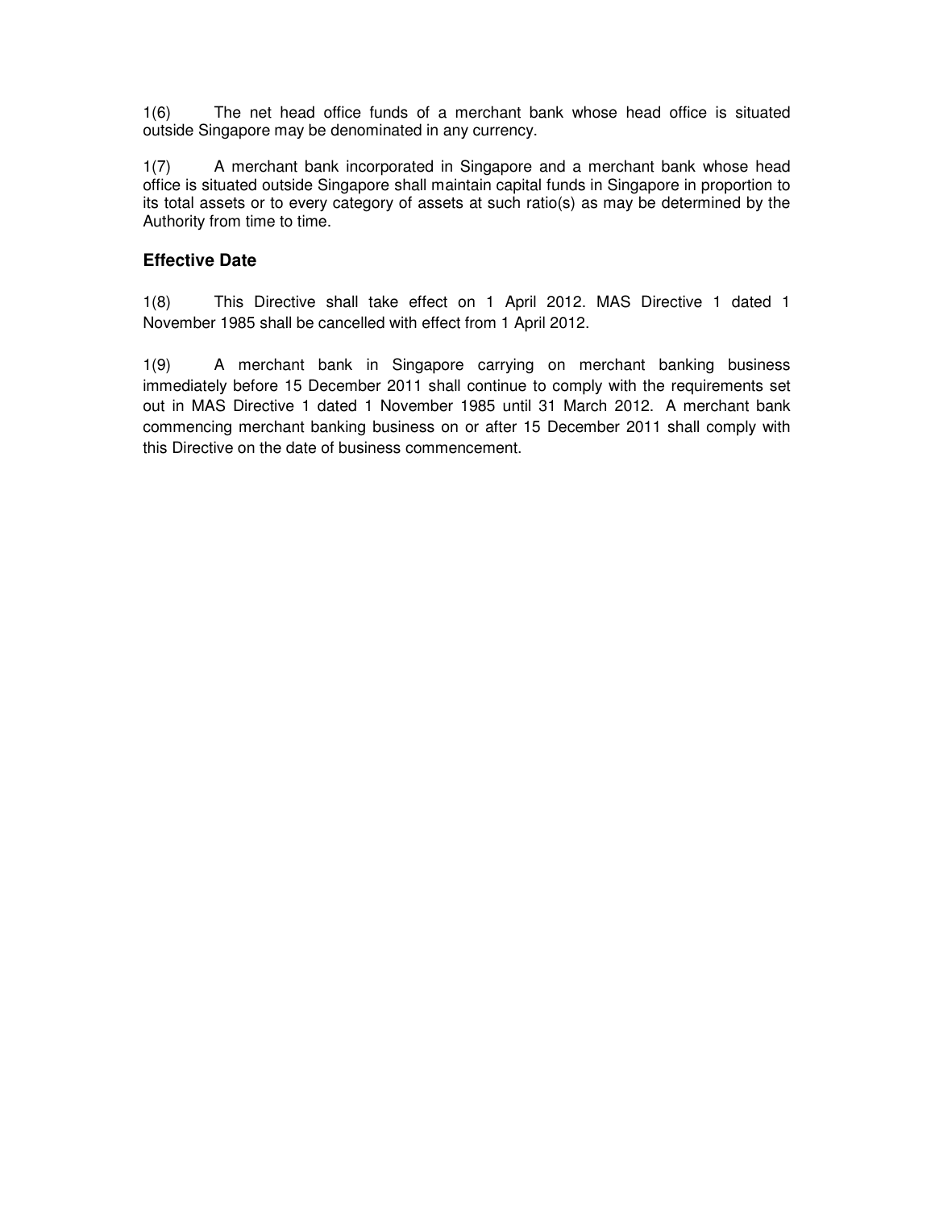1(6) The net head office funds of a merchant bank whose head office is situated outside Singapore may be denominated in any currency.

1(7) A merchant bank incorporated in Singapore and a merchant bank whose head office is situated outside Singapore shall maintain capital funds in Singapore in proportion to its total assets or to every category of assets at such ratio(s) as may be determined by the Authority from time to time.

### Effective Date

1(8) This Directive shall take effect on 1 April 2012. MAS Directive 1 dated 1 November 1985 shall be cancelled with effect from 1 April 2012.

1(9) A merchant bank in Singapore carrying on merchant banking business immediately before 15 December 2011 shall continue to comply with the requirements set out in MAS Directive 1 dated 1 November 1985 until 31 March 2012. A merchant bank commencing merchant banking business on or after 15 December 2011 shall comply with this Directive on the date of business commencement.